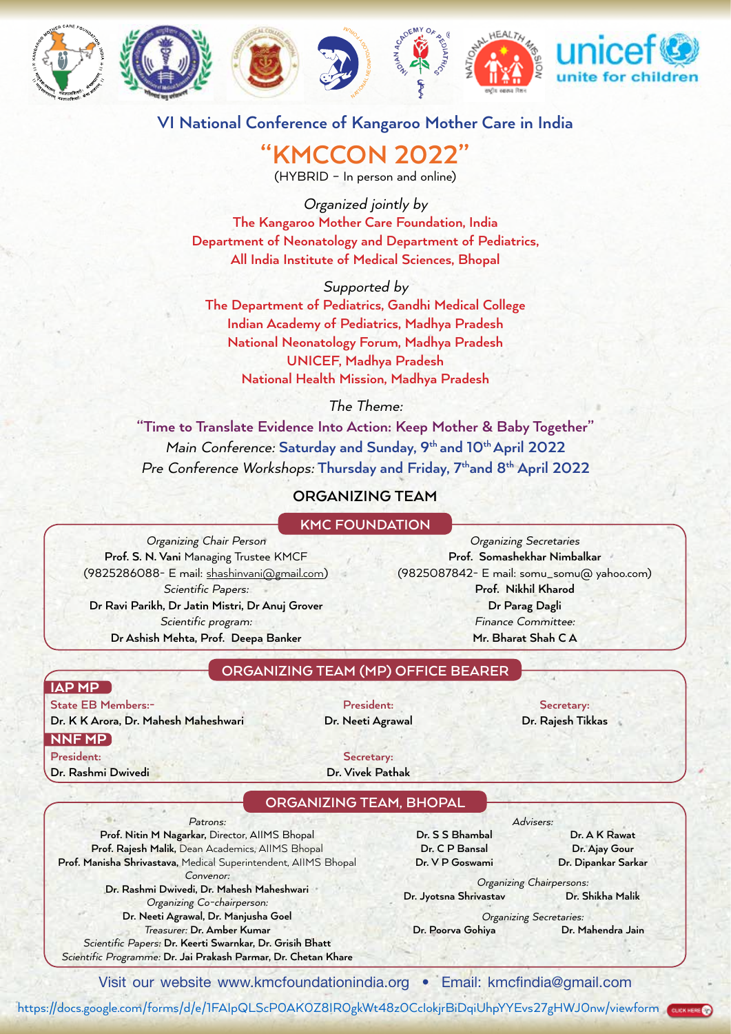## VI National Conference of Kangaroo Mother Care in India

# "KMCCON 2022"

(HYBRID – In person and online)

*Organized jointly by*

**The Kangaroo Mother Care Foundation, India**
**Department of Neonatology and Department of Pediatrics,**
**All India Institute of Medical Sciences, Bhopal**

*Supported by*

**The Department of Pediatrics, Gandhi Medical College**
**Indian Academy of Pediatrics, Madhya Pradesh**
**National Neonatology Forum, Madhya Pradesh**
**UNICEF, Madhya Pradesh**
**National Health Mission, Madhya Pradesh**

*The Theme:*

**"Time to Translate Evidence Into Action: Keep Mother & Baby Together"**

*Main Conference:* **Saturday and Sunday, 9th and 10th April 2022**

*Pre Conference Workshops:* **Thursday and Friday, 7th and 8th April 2022**

## ORGANIZING TEAM

### KMC FOUNDATION

*Organizing Chair Person*
**Prof. S. N. Vani** Managing Trustee KMCF
(9825286088- E mail: shashinvani@gmail.com)

*Scientific Papers:*
**Dr Ravi Parikh, Dr Jatin Mistri, Dr Anuj Grover**

*Scientific program:*
**Dr Ashish Mehta, Prof. Deepa Banker**

*Organizing Secretaries*
**Prof. Somashekhar Nimbalkar**
(9825087842- E mail: somu_somu@ yahoo.com)
**Prof. Nikhil Kharod**
**Dr Parag Dagli**

*Finance Committee:*
**Mr. Bharat Shah C A**

### ORGANIZING TEAM (MP) OFFICE BEARER

**IAP MP**

State EB Members:-
**Dr. K K Arora, Dr. Mahesh Maheshwari**

President:
**Dr. Neeti Agrawal**

Secretary:
**Dr. Rajesh Tikkas**

**NNF MP**

President:
**Dr. Rashmi Dwivedi**

Secretary:
**Dr. Vivek Pathak**

### ORGANIZING TEAM, BHOPAL

*Patrons:*
**Prof. Nitin M Nagarkar,** Director, AIIMS Bhopal
**Prof. Rajesh Malik,** Dean Academics, AIIMS Bhopal
**Prof. Manisha Shrivastava,** Medical Superintendent, AIIMS Bhopal

*Convenor:*
**Dr. Rashmi Dwivedi, Dr. Mahesh Maheshwari**

*Organizing Co-chairperson:*
**Dr. Neeti Agrawal, Dr. Manjusha Goel**

*Treasurer:* **Dr. Amber Kumar**

*Scientific Papers:* **Dr. Keerti Swarnkar, Dr. Grisih Bhatt**

*Scientific Programme:* **Dr. Jai Prakash Parmar, Dr. Chetan Khare**

*Advisers:*
**Dr. S S Bhambal**, **Dr. A K Rawat**
**Dr. C P Bansal**, **Dr. Ajay Gour**
**Dr. V P Goswami**, **Dr. Dipankar Sarkar**

*Organizing Chairpersons:*
**Dr. Jyotsna Shrivastav**, **Dr. Shikha Malik**

*Organizing Secretaries:*
**Dr. Poorva Gohiya**, **Dr. Mahendra Jain**

Visit our website www.kmcfoundationindia.org • Email: kmcfindia@gmail.com

https://docs.google.com/forms/d/e/1FAIpQLScP0AK0Z8IR0gkWt48zOCclokjrBiDqiUhpYYEvs27gHWJ0nw/viewform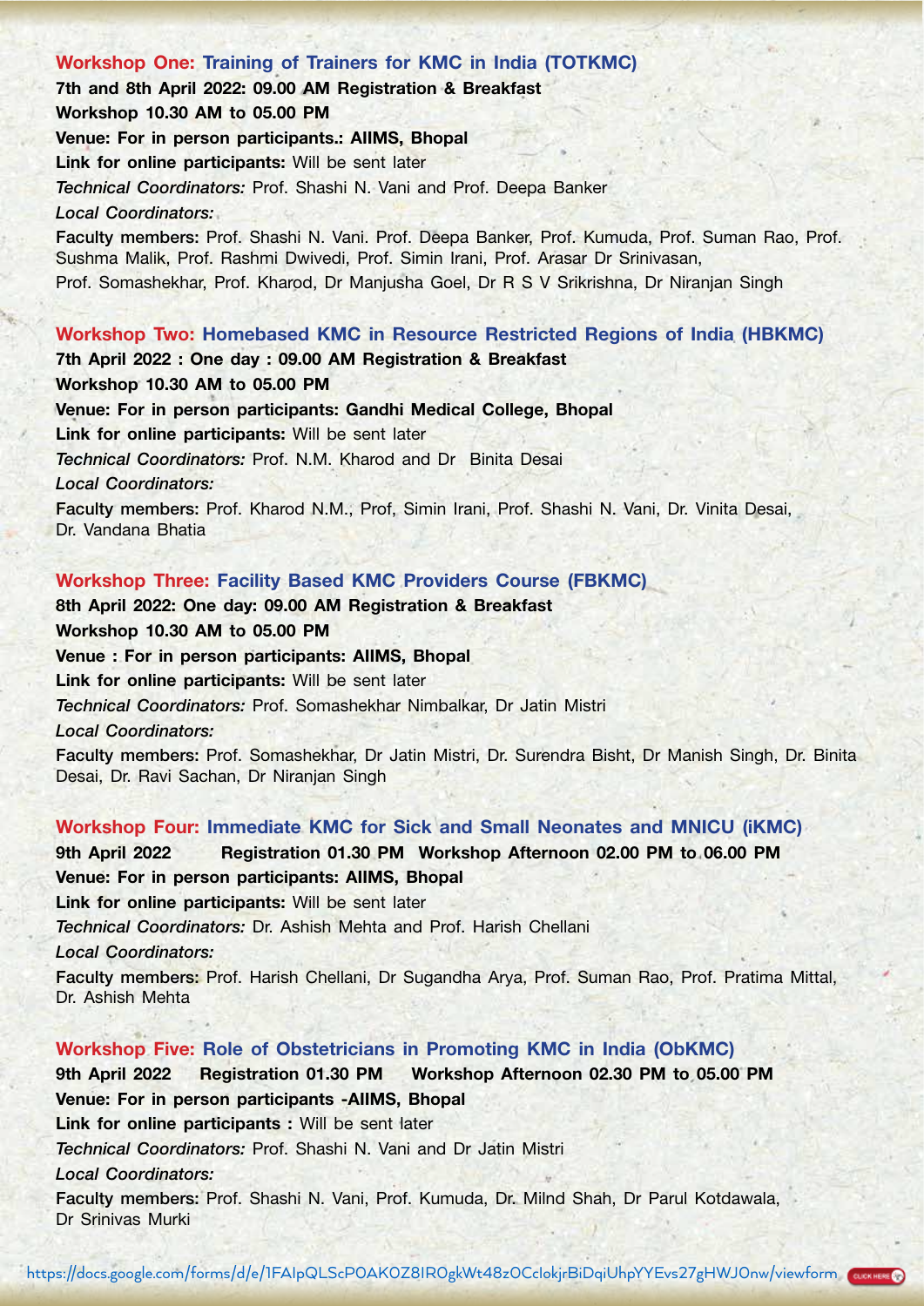## Workshop One: Training of Trainers for KMC in India (TOTKMC)

**7th and 8th April 2022: 09.00 AM Registration & Breakfast**

**Workshop 10.30 AM to 05.00 PM**

**Venue: For in person participants.: AIIMS, Bhopal**

**Link for online participants:** Will be sent later

*Technical Coordinators:* Prof. Shashi N. Vani and Prof. Deepa Banker

*Local Coordinators:*

**Faculty members:** Prof. Shashi N. Vani. Prof. Deepa Banker, Prof. Kumuda, Prof. Suman Rao, Prof. Sushma Malik, Prof. Rashmi Dwivedi, Prof. Simin Irani, Prof. Arasar Dr Srinivasan, Prof. Somashekhar, Prof. Kharod, Dr Manjusha Goel, Dr R S V Srikrishna, Dr Niranjan Singh

## Workshop Two: Homebased KMC in Resource Restricted Regions of India (HBKMC)

**7th April 2022 : One day : 09.00 AM Registration & Breakfast**

**Workshop 10.30 AM to 05.00 PM**

**Venue: For in person participants: Gandhi Medical College, Bhopal**

**Link for online participants:** Will be sent later

*Technical Coordinators:* Prof. N.M. Kharod and Dr Binita Desai

*Local Coordinators:*

**Faculty members:** Prof. Kharod N.M., Prof, Simin Irani, Prof. Shashi N. Vani, Dr. Vinita Desai, Dr. Vandana Bhatia

## Workshop Three: Facility Based KMC Providers Course (FBKMC)

**8th April 2022: One day: 09.00 AM Registration & Breakfast**

**Workshop 10.30 AM to 05.00 PM**

**Venue : For in person participants: AIIMS, Bhopal**

**Link for online participants:** Will be sent later

*Technical Coordinators:* Prof. Somashekhar Nimbalkar, Dr Jatin Mistri

*Local Coordinators:*

**Faculty members:** Prof. Somashekhar, Dr Jatin Mistri, Dr. Surendra Bisht, Dr Manish Singh, Dr. Binita Desai, Dr. Ravi Sachan, Dr Niranjan Singh

## Workshop Four: Immediate KMC for Sick and Small Neonates and MNICU (iKMC)

**9th April 2022 Registration 01.30 PM Workshop Afternoon 02.00 PM to 06.00 PM**

**Venue: For in person participants: AIIMS, Bhopal**

**Link for online participants:** Will be sent later

*Technical Coordinators:* Dr. Ashish Mehta and Prof. Harish Chellani

*Local Coordinators:*

**Faculty members:** Prof. Harish Chellani, Dr Sugandha Arya, Prof. Suman Rao, Prof. Pratima Mittal, Dr. Ashish Mehta

## Workshop Five: Role of Obstetricians in Promoting KMC in India (ObKMC)

**9th April 2022 Registration 01.30 PM Workshop Afternoon 02.30 PM to 05.00 PM**

**Venue: For in person participants -AIIMS, Bhopal**

**Link for online participants :** Will be sent later

*Technical Coordinators:* Prof. Shashi N. Vani and Dr Jatin Mistri

*Local Coordinators:*

**Faculty members:** Prof. Shashi N. Vani, Prof. Kumuda, Dr. Milnd Shah, Dr Parul Kotdawala, Dr Srinivas Murki

https://docs.google.com/forms/d/e/1FAIpQLScP0AK0Z8IR0gkWt48z0CclokjrBiDqiUhpYYEvs27gHWJ0nw/viewform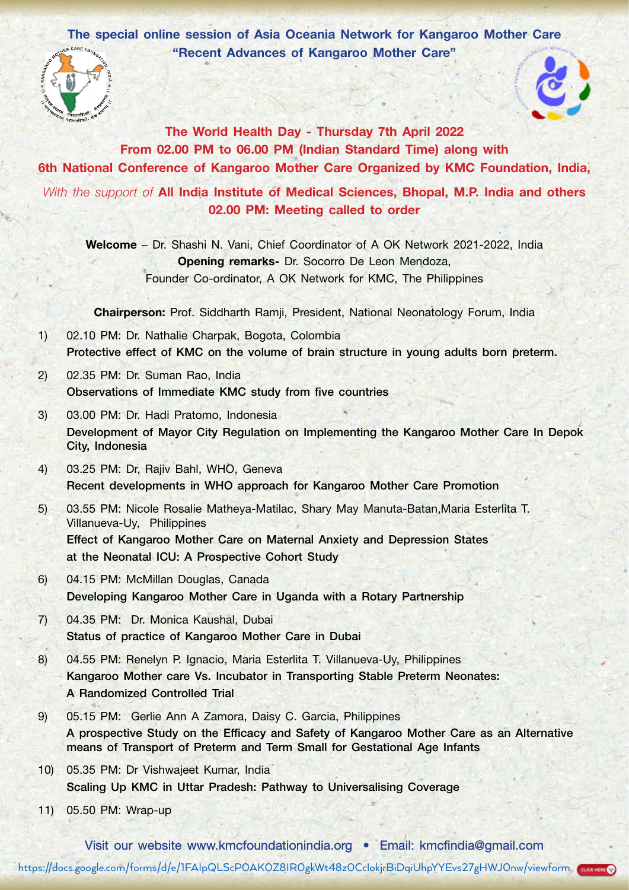# The special online session of Asia Oceania Network for Kangaroo Mother Care
## "Recent Advances of Kangaroo Mother Care"

**The World Health Day - Thursday 7th April 2022**
**From 02.00 PM to 06.00 PM (Indian Standard Time) along with**
**6th National Conference of Kangaroo Mother Care Organized by KMC Foundation, India,**

*With the support of* **All India Institute of Medical Sciences, Bhopal, M.P. India and others**

**02.00 PM: Meeting called to order**

**Welcome** – Dr. Shashi N. Vani, Chief Coordinator of A OK Network 2021-2022, India

**Opening remarks-** Dr. Socorro De Leon Mendoza, Founder Co-ordinator, A OK Network for KMC, The Philippines

**Chairperson:** Prof. Siddharth Ramji, President, National Neonatology Forum, India

1) 02.10 PM: Dr. Nathalie Charpak, Bogota, Colombia
   **Protective effect of KMC on the volume of brain structure in young adults born preterm.**
2) 02.35 PM: Dr. Suman Rao, India
   **Observations of Immediate KMC study from five countries**
3) 03.00 PM: Dr. Hadi Pratomo, Indonesia
   **Development of Mayor City Regulation on Implementing the Kangaroo Mother Care In Depok City, Indonesia**
4) 03.25 PM: Dr, Rajiv Bahl, WHO, Geneva
   **Recent developments in WHO approach for Kangaroo Mother Care Promotion**
5) 03.55 PM: Nicole Rosalie Matheya-Matilac, Shary May Manuta-Batan,Maria Esterlita T. Villanueva-Uy, Philippines
   **Effect of Kangaroo Mother Care on Maternal Anxiety and Depression States at the Neonatal ICU: A Prospective Cohort Study**
6) 04.15 PM: McMillan Douglas, Canada
   **Developing Kangaroo Mother Care in Uganda with a Rotary Partnership**
7) 04.35 PM: Dr. Monica Kaushal, Dubai
   **Status of practice of Kangaroo Mother Care in Dubai**
8) 04.55 PM: Renelyn P. Ignacio, Maria Esterlita T. Villanueva-Uy, Philippines
   **Kangaroo Mother care Vs. Incubator in Transporting Stable Preterm Neonates: A Randomized Controlled Trial**
9) 05.15 PM: Gerlie Ann A Zamora, Daisy C. Garcia, Philippines
   **A prospective Study on the Efficacy and Safety of Kangaroo Mother Care as an Alternative means of Transport of Preterm and Term Small for Gestational Age Infants**
10) 05.35 PM: Dr Vishwajeet Kumar, India
    **Scaling Up KMC in Uttar Pradesh: Pathway to Universalising Coverage**
11) 05.50 PM: Wrap-up

Visit our website www.kmcfoundationindia.org • Email: kmcfindia@gmail.com

https://docs.google.com/forms/d/e/1FAIpQLScP0AK0Z8IR0gkWt48z0CclokjrBiDqiUhpYYEvs27gHWJ0nw/viewform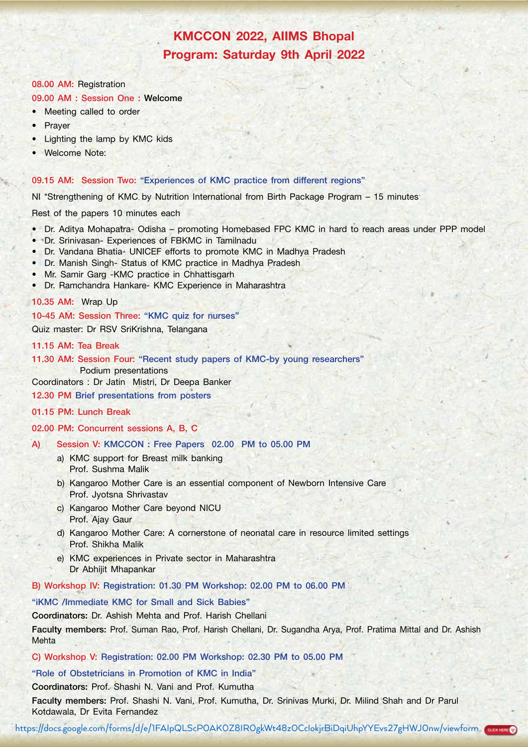# KMCCON 2022, AIIMS Bhopal
## Program: Saturday 9th April 2022

**08.00 AM:** Registration

**09.00 AM : Session One : Welcome**

- Meeting called to order
- Prayer
- Lighting the lamp by KMC kids
- Welcome Note:

**09.15 AM: Session Two: "Experiences of KMC practice from different regions"**

NI *Strengthening of KMC by Nutrition International from Birth Package Program – 15 minutes

Rest of the papers 10 minutes each

- Dr. Aditya Mohapatra- Odisha – promoting Homebased FPC KMC in hard to reach areas under PPP model
- Dr. Srinivasan- Experiences of FBKMC in Tamilnadu
- Dr. Vandana Bhatia- UNICEF efforts to promote KMC in Madhya Pradesh
- Dr. Manish Singh- Status of KMC practice in Madhya Pradesh
- Mr. Samir Garg -KMC practice in Chhattisgarh
- Dr. Ramchandra Hankare- KMC Experience in Maharashtra

**10.35 AM:** Wrap Up

**10-45 AM: Session Three: "KMC quiz for nurses"**

Quiz master: Dr RSV SriKrishna, Telangana

**11.15 AM: Tea Break**

**11.30 AM: Session Four: "Recent study papers of KMC-by young researchers"**

Podium presentations

Coordinators : Dr Jatin Mistri, Dr Deepa Banker

**12.30 PM Brief presentations from posters**

**01.15 PM: Lunch Break**

**02.00 PM: Concurrent sessions A, B, C**

**A) Session V: KMCCON : Free Papers 02.00 PM to 05.00 PM**

a) KMC support for Breast milk banking
Prof. Sushma Malik

b) Kangaroo Mother Care is an essential component of Newborn Intensive Care
Prof. Jyotsna Shrivastav

c) Kangaroo Mother Care beyond NICU
Prof. Ajay Gaur

d) Kangaroo Mother Care: A cornerstone of neonatal care in resource limited settings
Prof. Shikha Malik

e) KMC experiences in Private sector in Maharashtra
Dr Abhijit Mhapankar

**B) Workshop IV: Registration: 01.30 PM Workshop: 02.00 PM to 06.00 PM**

**"iKMC /Immediate KMC for Small and Sick Babies"**

**Coordinators:** Dr. Ashish Mehta and Prof. Harish Chellani

**Faculty members:** Prof. Suman Rao, Prof. Harish Chellani, Dr. Sugandha Arya, Prof. Pratima Mittal and Dr. Ashish Mehta

**C) Workshop V: Registration: 02.00 PM Workshop: 02.30 PM to 05.00 PM**

**"Role of Obstetricians in Promotion of KMC in India"**

**Coordinators:** Prof. Shashi N. Vani and Prof. Kumutha

**Faculty members:** Prof. Shashi N. Vani, Prof. Kumutha, Dr. Srinivas Murki, Dr. Milind Shah and Dr Parul Kotdawala, Dr Evita Fernandez

https://docs.google.com/forms/d/e/1FAIpQLScPOAKOZ8IROgkWt48zOCclokjrBiDqiUhpYYEvs27gHWJOnw/viewform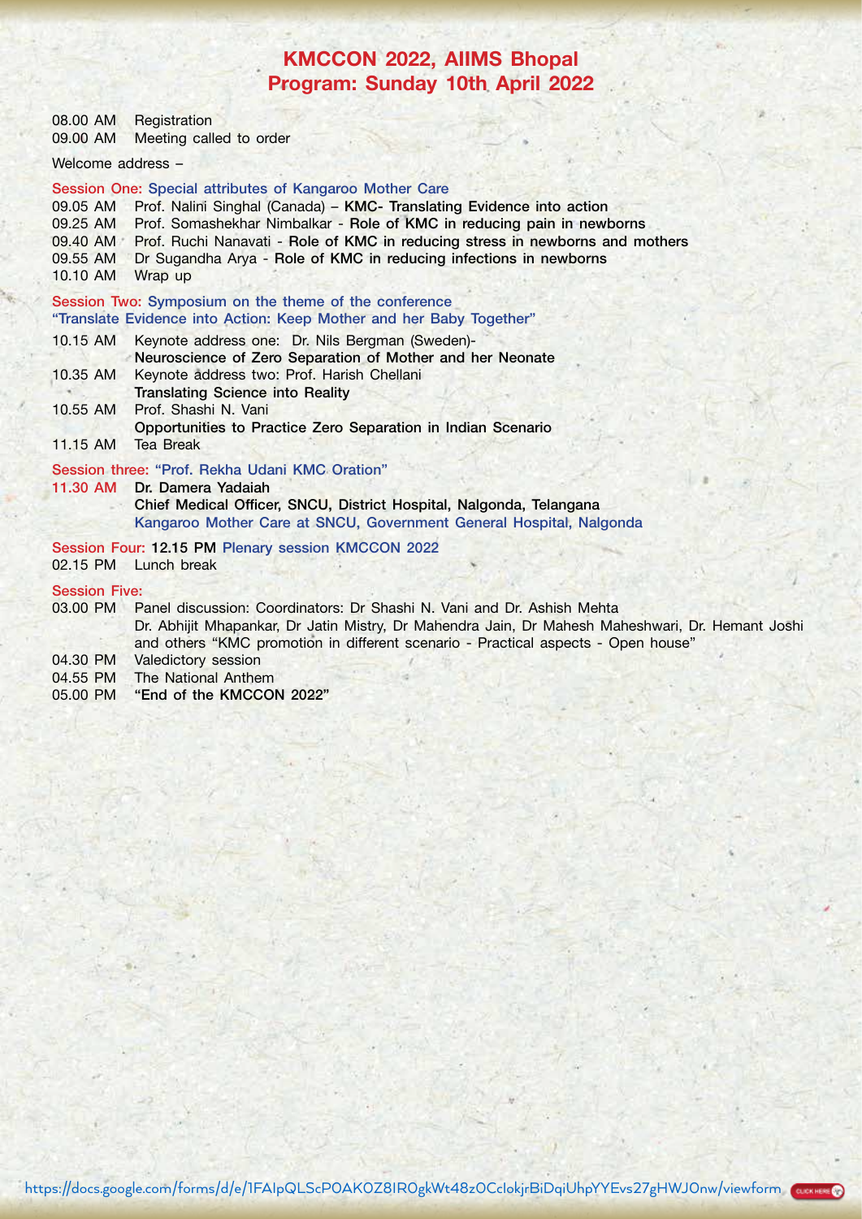# KMCCON 2022, AIIMS Bhopal
## Program: Sunday 10th April 2022

08.00 AM Registration
09.00 AM Meeting called to order

Welcome address –

### Session One: Special attributes of Kangaroo Mother Care

09.05 AM Prof. Nalini Singhal (Canada) – **KMC- Translating Evidence into action**
09.25 AM Prof. Somashekhar Nimbalkar - **Role of KMC in reducing pain in newborns**
09.40 AM Prof. Ruchi Nanavati - **Role of KMC in reducing stress in newborns and mothers**
09.55 AM Dr Sugandha Arya - **Role of KMC in reducing infections in newborns**
10.10 AM Wrap up

### Session Two: Symposium on the theme of the conference "Translate Evidence into Action: Keep Mother and her Baby Together"

10.15 AM Keynote address one: Dr. Nils Bergman (Sweden)-
**Neuroscience of Zero Separation of Mother and her Neonate**
10.35 AM Keynote address two: Prof. Harish Chellani
**Translating Science into Reality**
10.55 AM Prof. Shashi N. Vani
**Opportunities to Practice Zero Separation in Indian Scenario**
11.15 AM Tea Break

### Session three: "Prof. Rekha Udani KMC Oration"

11.30 AM **Dr. Damera Yadaiah**
**Chief Medical Officer, SNCU, District Hospital, Nalgonda, Telangana**
Kangaroo Mother Care at SNCU, Government General Hospital, Nalgonda

### Session Four: 12.15 PM Plenary session KMCCON 2022

02.15 PM Lunch break

### Session Five:

03.00 PM Panel discussion: Coordinators: Dr Shashi N. Vani and Dr. Ashish Mehta
Dr. Abhijit Mhapankar, Dr Jatin Mistry, Dr Mahendra Jain, Dr Mahesh Maheshwari, Dr. Hemant Joshi and others "KMC promotion in different scenario - Practical aspects - Open house"
04.30 PM Valedictory session
04.55 PM The National Anthem
05.00 PM **"End of the KMCCON 2022"**

https://docs.google.com/forms/d/e/1FAIpQLScPOAKOZ8IROgkWt48zOCclokjrBiDqiUhpYYEvs27gHWJOnw/viewform